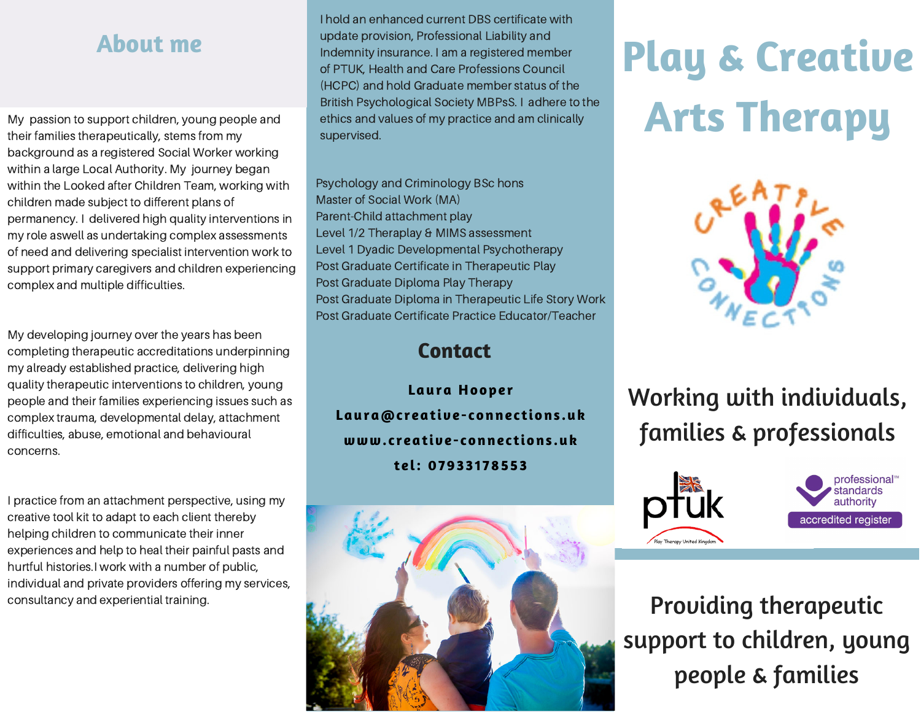## About me

My passion to support children, young people and their families therapeutically, stems from my background as a registered Social Worker working within a large Local Authority. My journey began within the Looked after Children Team, working with children made subject to different plans of permanency. I delivered high quality interventions in my role aswell as undertaking complex assessments of need and delivering specialist intervention work to support primary caregivers and children experiencing complex and multiple difficulties.

My developing journey over the years has been completing therapeutic accreditations underpinning my already established practice, delivering high quality therapeutic interventions to children, young people and their families experiencing issues such as complex trauma, developmental delay, attachment difficulties, abuse, emotional and behavioural concerns.

I practice from an attachment perspective, using my creative tool kit to adapt to each client thereby helping children to communicate their inner experiences and help to heal their painful pasts and hurtful histories.I work with a number of public, individual and private providers offering my services, consultancy and experiential training.

I hold an enhanced current DBS certificate with update provision, Professional Liability and Indemnity insurance. I am a registered member of PTUK, Health and Care Professions Council (HCPC) and hold Graduate member status of the British Psychological Society MBPsS. I adhere to the ethics and values of my practice and am clinically supervised.

Psychology and Criminology BSc hons
Master of Social Work (MA)
Parent-Child attachment play
Level 1/2 Theraplay & MIMS assessment
Level 1 Dyadic Developmental Psychotherapy
Post Graduate Certificate in Therapeutic Play
Post Graduate Diploma Play Therapy
Post Graduate Diploma in Therapeutic Life Story Work
Post Graduate Certificate Practice Educator/Teacher

## Contact

**Laura Hooper**
**Laura@creative-connections.uk**
**www.creative-connections.uk**
**tel: 07933178553**

# Play & Creative Arts Therapy

Creative Connections

## Working with individuals, families & professionals

ptuk Play Therapy United Kingdom

professional standards authority accredited register

## Providing therapeutic support to children, young people & families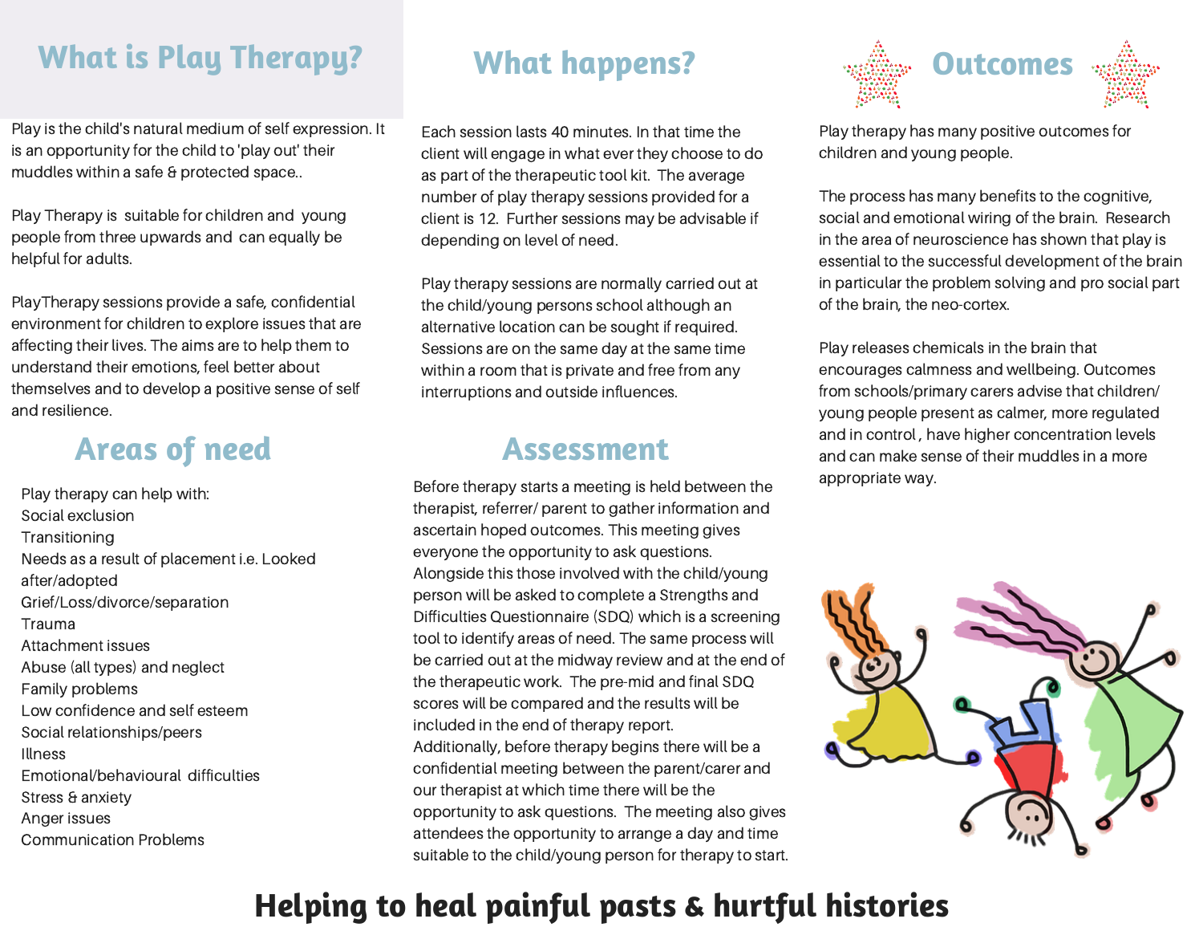## What is Play Therapy?

Play is the child's natural medium of self expression. It is an opportunity for the child to 'play out' their muddles within a safe & protected space..

Play Therapy is suitable for children and young people from three upwards and can equally be helpful for adults.

PlayTherapy sessions provide a safe, confidential environment for children to explore issues that are affecting their lives. The aims are to help them to understand their emotions, feel better about themselves and to develop a positive sense of self and resilience.

## Areas of need

Play therapy can help with:
- Social exclusion
- Transitioning
- Needs as a result of placement i.e. Looked after/adopted
- Grief/Loss/divorce/separation
- Trauma
- Attachment issues
- Abuse (all types) and neglect
- Family problems
- Low confidence and self esteem
- Social relationships/peers
- Illness
- Emotional/behavioural difficulties
- Stress & anxiety
- Anger issues
- Communication Problems

## What happens?

Each session lasts 40 minutes. In that time the client will engage in what ever they choose to do as part of the therapeutic tool kit. The average number of play therapy sessions provided for a client is 12. Further sessions may be advisable if depending on level of need.

Play therapy sessions are normally carried out at the child/young persons school although an alternative location can be sought if required. Sessions are on the same day at the same time within a room that is private and free from any interruptions and outside influences.

## Assessment

Before therapy starts a meeting is held between the therapist, referrer/ parent to gather information and ascertain hoped outcomes. This meeting gives everyone the opportunity to ask questions. Alongside this those involved with the child/young person will be asked to complete a Strengths and Difficulties Questionnaire (SDQ) which is a screening tool to identify areas of need. The same process will be carried out at the midway review and at the end of the therapeutic work. The pre-mid and final SDQ scores will be compared and the results will be included in the end of therapy report.
Additionally, before therapy begins there will be a confidential meeting between the parent/carer and our therapist at which time there will be the opportunity to ask questions. The meeting also gives attendees the opportunity to arrange a day and time suitable to the child/young person for therapy to start.

## Outcomes

Play therapy has many positive outcomes for children and young people.

The process has many benefits to the cognitive, social and emotional wiring of the brain. Research in the area of neuroscience has shown that play is essential to the successful development of the brain in particular the problem solving and pro social part of the brain, the neo-cortex.

Play releases chemicals in the brain that encourages calmness and wellbeing. Outcomes from schools/primary carers advise that children/ young people present as calmer, more regulated and in control , have higher concentration levels and can make sense of their muddles in a more appropriate way.

**Helping to heal painful pasts & hurtful histories**